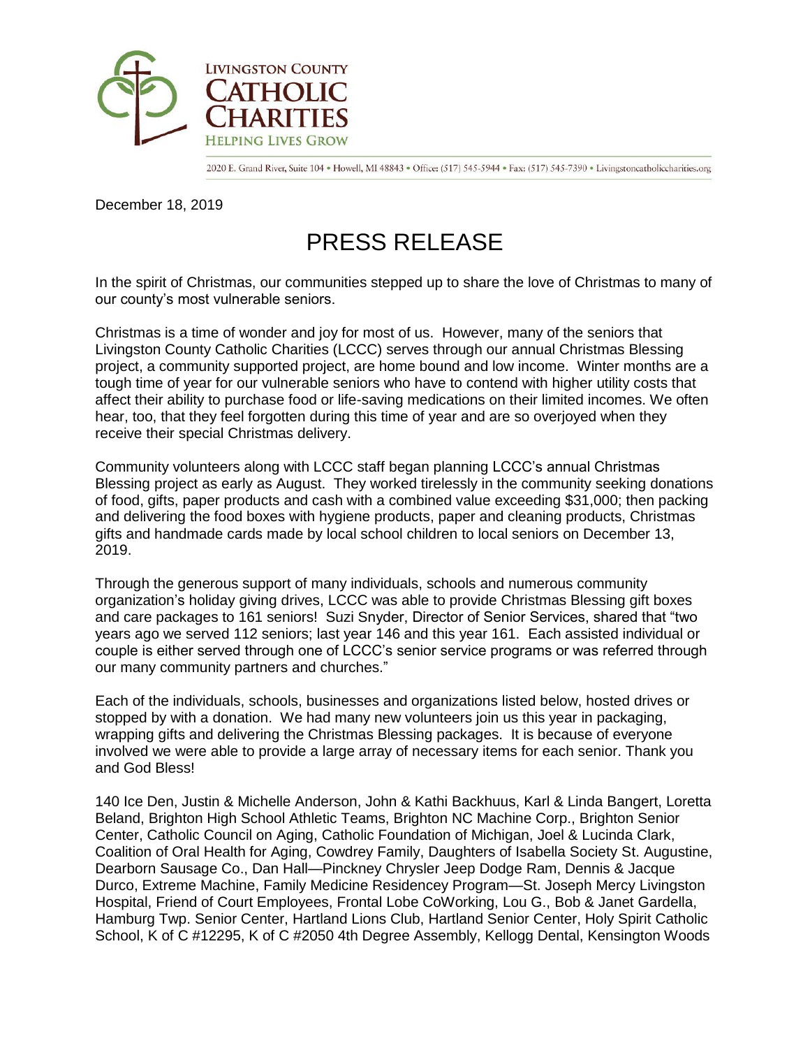**LIVINGSTON COUNTY CATHOLIC CHARITIES**
HELPING LIVES GROW

2020 E. Grand River, Suite 104 • Howell, MI 48843 • Office: (517) 545-5944 • Fax: (517) 545-7390 • Livingstoncatholiccharities.org

December 18, 2019

# PRESS RELEASE

In the spirit of Christmas, our communities stepped up to share the love of Christmas to many of our county's most vulnerable seniors.

Christmas is a time of wonder and joy for most of us. However, many of the seniors that Livingston County Catholic Charities (LCCC) serves through our annual Christmas Blessing project, a community supported project, are home bound and low income. Winter months are a tough time of year for our vulnerable seniors who have to contend with higher utility costs that affect their ability to purchase food or life-saving medications on their limited incomes. We often hear, too, that they feel forgotten during this time of year and are so overjoyed when they receive their special Christmas delivery.

Community volunteers along with LCCC staff began planning LCCC's annual Christmas Blessing project as early as August. They worked tirelessly in the community seeking donations of food, gifts, paper products and cash with a combined value exceeding $31,000; then packing and delivering the food boxes with hygiene products, paper and cleaning products, Christmas gifts and handmade cards made by local school children to local seniors on December 13, 2019.

Through the generous support of many individuals, schools and numerous community organization's holiday giving drives, LCCC was able to provide Christmas Blessing gift boxes and care packages to 161 seniors! Suzi Snyder, Director of Senior Services, shared that "two years ago we served 112 seniors; last year 146 and this year 161. Each assisted individual or couple is either served through one of LCCC's senior service programs or was referred through our many community partners and churches."

Each of the individuals, schools, businesses and organizations listed below, hosted drives or stopped by with a donation. We had many new volunteers join us this year in packaging, wrapping gifts and delivering the Christmas Blessing packages. It is because of everyone involved we were able to provide a large array of necessary items for each senior. Thank you and God Bless!

140 Ice Den, Justin & Michelle Anderson, John & Kathi Backhuus, Karl & Linda Bangert, Loretta Beland, Brighton High School Athletic Teams, Brighton NC Machine Corp., Brighton Senior Center, Catholic Council on Aging, Catholic Foundation of Michigan, Joel & Lucinda Clark, Coalition of Oral Health for Aging, Cowdrey Family, Daughters of Isabella Society St. Augustine, Dearborn Sausage Co., Dan Hall—Pinckney Chrysler Jeep Dodge Ram, Dennis & Jacque Durco, Extreme Machine, Family Medicine Residencey Program—St. Joseph Mercy Livingston Hospital, Friend of Court Employees, Frontal Lobe CoWorking, Lou G., Bob & Janet Gardella, Hamburg Twp. Senior Center, Hartland Lions Club, Hartland Senior Center, Holy Spirit Catholic School, K of C #12295, K of C #2050 4th Degree Assembly, Kellogg Dental, Kensington Woods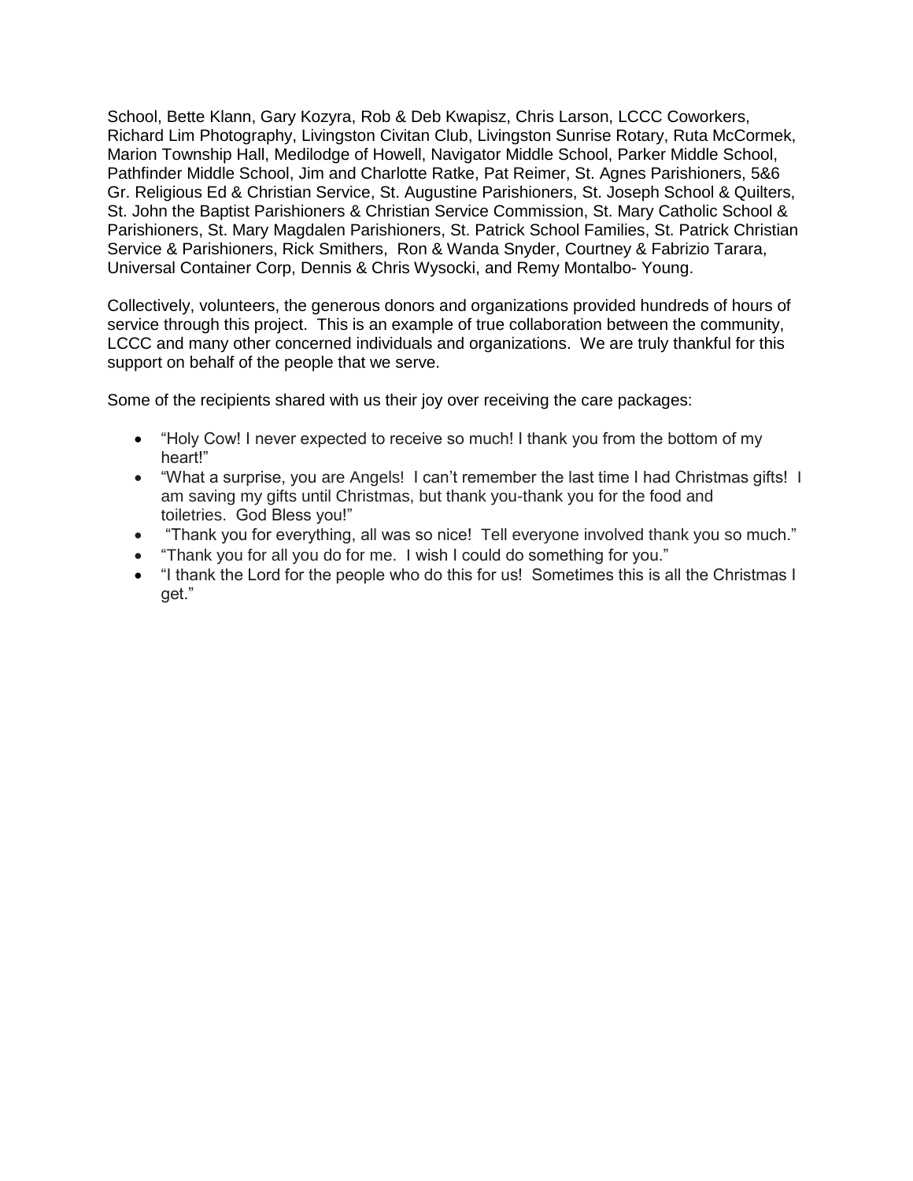School, Bette Klann, Gary Kozyra, Rob & Deb Kwapisz, Chris Larson, LCCC Coworkers, Richard Lim Photography, Livingston Civitan Club, Livingston Sunrise Rotary, Ruta McCormek, Marion Township Hall, Medilodge of Howell, Navigator Middle School, Parker Middle School, Pathfinder Middle School, Jim and Charlotte Ratke, Pat Reimer, St. Agnes Parishioners, 5&6 Gr. Religious Ed & Christian Service, St. Augustine Parishioners, St. Joseph School & Quilters, St. John the Baptist Parishioners & Christian Service Commission, St. Mary Catholic School & Parishioners, St. Mary Magdalen Parishioners, St. Patrick School Families, St. Patrick Christian Service & Parishioners, Rick Smithers, Ron & Wanda Snyder, Courtney & Fabrizio Tarara, Universal Container Corp, Dennis & Chris Wysocki, and Remy Montalbo- Young.

Collectively, volunteers, the generous donors and organizations provided hundreds of hours of service through this project. This is an example of true collaboration between the community, LCCC and many other concerned individuals and organizations. We are truly thankful for this support on behalf of the people that we serve.

Some of the recipients shared with us their joy over receiving the care packages:

- "Holy Cow! I never expected to receive so much! I thank you from the bottom of my heart!"
- "What a surprise, you are Angels! I can't remember the last time I had Christmas gifts! I am saving my gifts until Christmas, but thank you-thank you for the food and toiletries. God Bless you!"
- "Thank you for everything, all was so nice! Tell everyone involved thank you so much."
- "Thank you for all you do for me. I wish I could do something for you."
- "I thank the Lord for the people who do this for us! Sometimes this is all the Christmas I get."